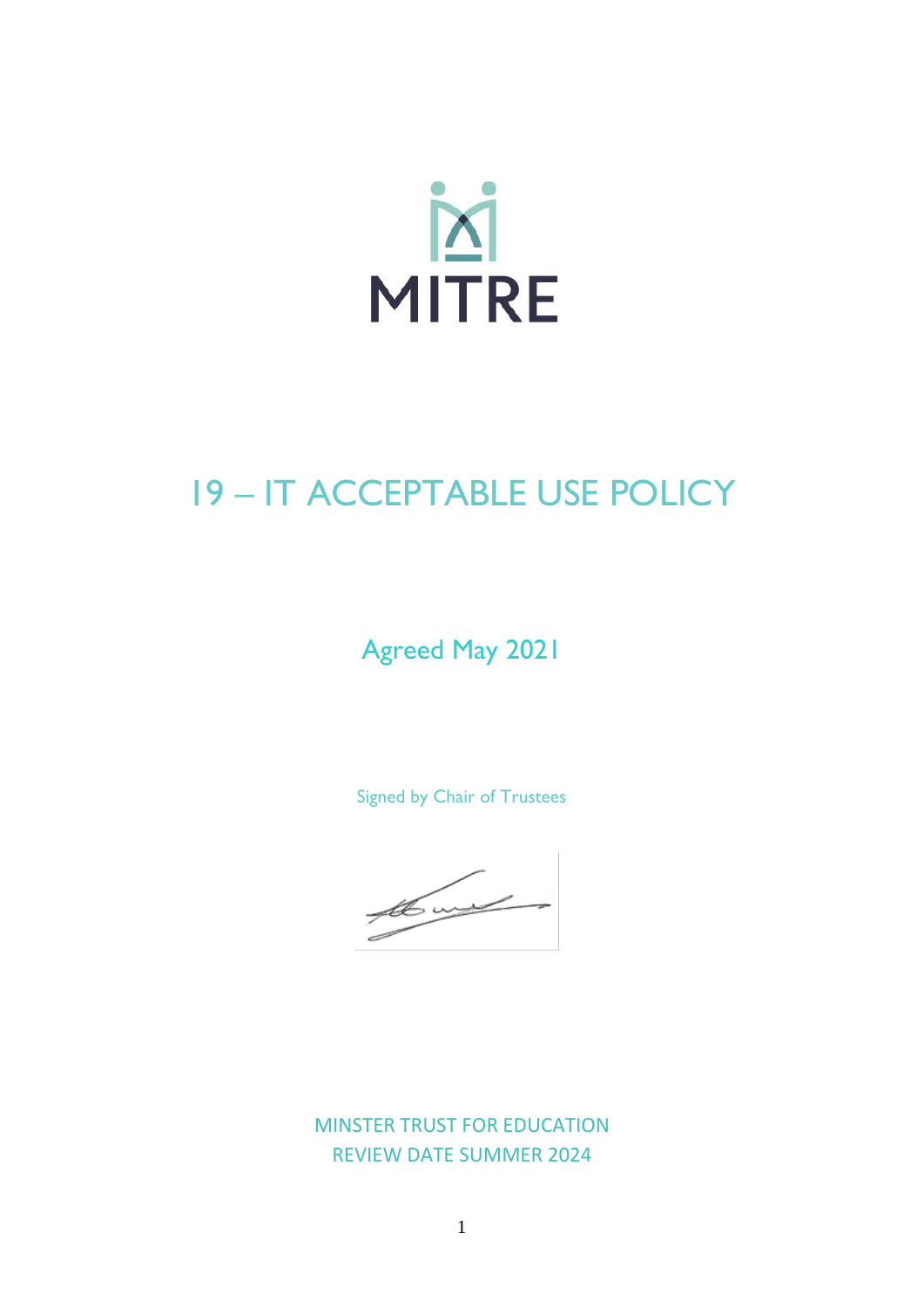MITRE

# 19 – IT ACCEPTABLE USE POLICY

Agreed May 2021

Signed by Chair of Trustees

MINSTER TRUST FOR EDUCATION
REVIEW DATE SUMMER 2024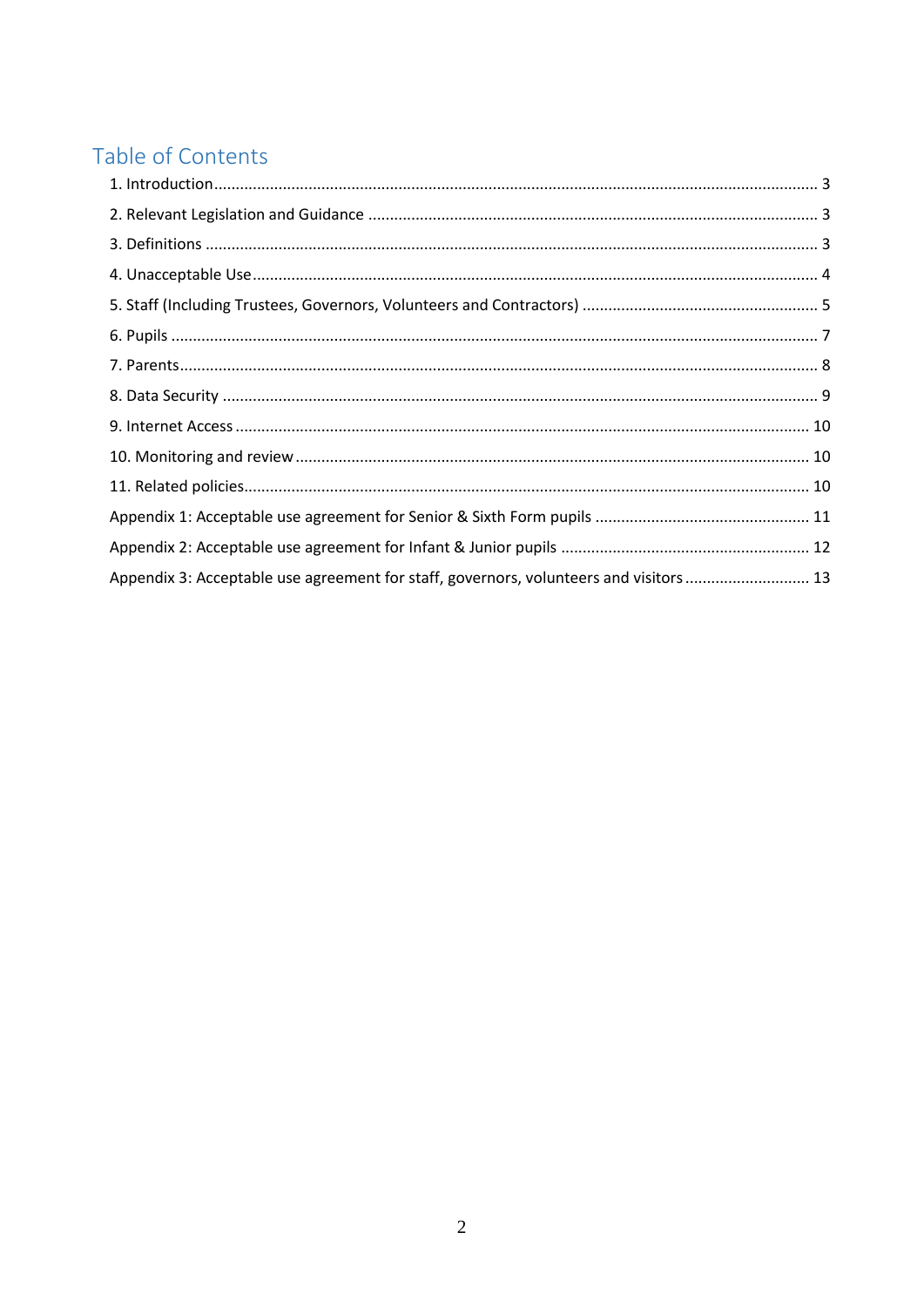# Table of Contents

1. Introduction ........................................................................................................................ 3

2. Relevant Legislation and Guidance ..................................................................................... 3

3. Definitions .......................................................................................................................... 3

4. Unacceptable Use ............................................................................................................... 4

5. Staff (Including Trustees, Governors, Volunteers and Contractors) .................................... 5

6. Pupils .................................................................................................................................. 7

7. Parents ................................................................................................................................ 8

8. Data Security ...................................................................................................................... 9

9. Internet Access .................................................................................................................. 10

10. Monitoring and review ..................................................................................................... 10

11. Related policies ................................................................................................................ 10

Appendix 1: Acceptable use agreement for Senior & Sixth Form pupils ................................ 11

Appendix 2: Acceptable use agreement for Infant & Junior pupils ........................................ 12

Appendix 3: Acceptable use agreement for staff, governors, volunteers and visitors ............ 13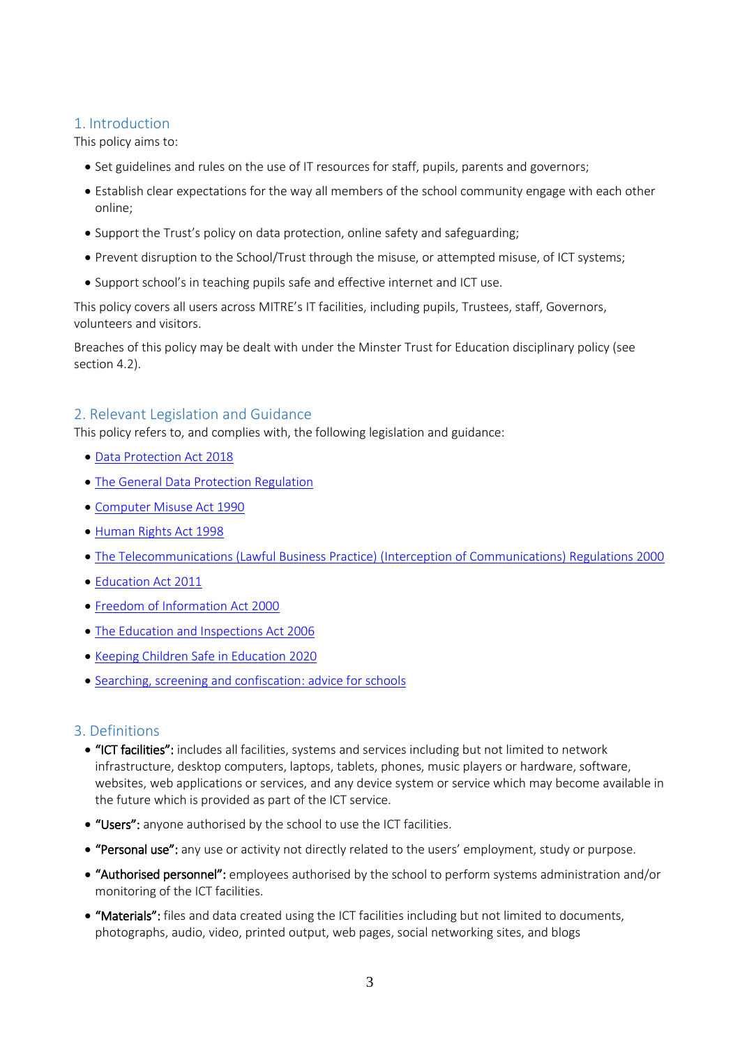## 1. Introduction

This policy aims to:

- Set guidelines and rules on the use of IT resources for staff, pupils, parents and governors;
- Establish clear expectations for the way all members of the school community engage with each other online;
- Support the Trust's policy on data protection, online safety and safeguarding;
- Prevent disruption to the School/Trust through the misuse, or attempted misuse, of ICT systems;
- Support school's in teaching pupils safe and effective internet and ICT use.

This policy covers all users across MITRE's IT facilities, including pupils, Trustees, staff, Governors, volunteers and visitors.

Breaches of this policy may be dealt with under the Minster Trust for Education disciplinary policy (see section 4.2).

## 2. Relevant Legislation and Guidance

This policy refers to, and complies with, the following legislation and guidance:

- Data Protection Act 2018
- The General Data Protection Regulation
- Computer Misuse Act 1990
- Human Rights Act 1998
- The Telecommunications (Lawful Business Practice) (Interception of Communications) Regulations 2000
- Education Act 2011
- Freedom of Information Act 2000
- The Education and Inspections Act 2006
- Keeping Children Safe in Education 2020
- Searching, screening and confiscation: advice for schools

## 3. Definitions

- **"ICT facilities":** includes all facilities, systems and services including but not limited to network infrastructure, desktop computers, laptops, tablets, phones, music players or hardware, software, websites, web applications or services, and any device system or service which may become available in the future which is provided as part of the ICT service.
- **"Users":** anyone authorised by the school to use the ICT facilities.
- **"Personal use":** any use or activity not directly related to the users' employment, study or purpose.
- **"Authorised personnel":** employees authorised by the school to perform systems administration and/or monitoring of the ICT facilities.
- **"Materials":** files and data created using the ICT facilities including but not limited to documents, photographs, audio, video, printed output, web pages, social networking sites, and blogs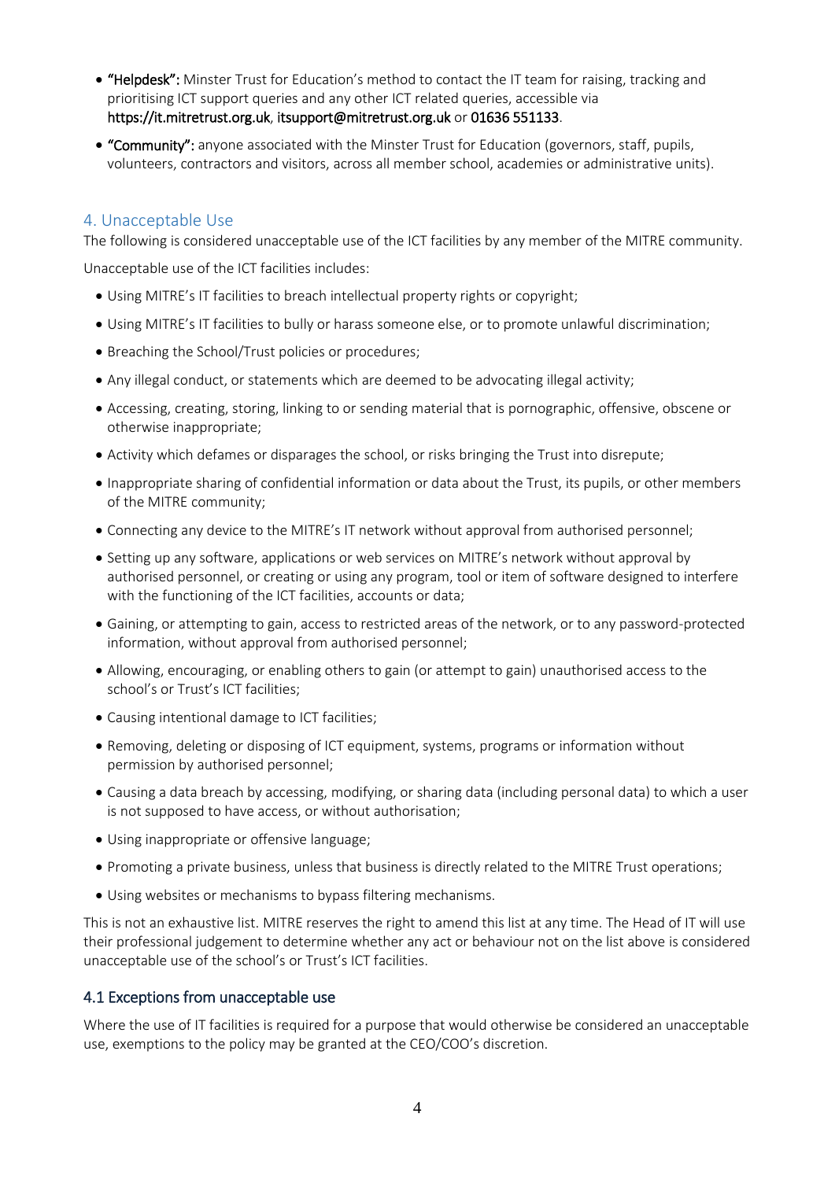- **"Helpdesk":** Minster Trust for Education's method to contact the IT team for raising, tracking and prioritising ICT support queries and any other ICT related queries, accessible via **https://it.mitretrust.org.uk**, **itsupport@mitretrust.org.uk** or **01636 551133**.
- **"Community":** anyone associated with the Minster Trust for Education (governors, staff, pupils, volunteers, contractors and visitors, across all member school, academies or administrative units).

## 4. Unacceptable Use

The following is considered unacceptable use of the ICT facilities by any member of the MITRE community.

Unacceptable use of the ICT facilities includes:

- Using MITRE's IT facilities to breach intellectual property rights or copyright;
- Using MITRE's IT facilities to bully or harass someone else, or to promote unlawful discrimination;
- Breaching the School/Trust policies or procedures;
- Any illegal conduct, or statements which are deemed to be advocating illegal activity;
- Accessing, creating, storing, linking to or sending material that is pornographic, offensive, obscene or otherwise inappropriate;
- Activity which defames or disparages the school, or risks bringing the Trust into disrepute;
- Inappropriate sharing of confidential information or data about the Trust, its pupils, or other members of the MITRE community;
- Connecting any device to the MITRE's IT network without approval from authorised personnel;
- Setting up any software, applications or web services on MITRE's network without approval by authorised personnel, or creating or using any program, tool or item of software designed to interfere with the functioning of the ICT facilities, accounts or data;
- Gaining, or attempting to gain, access to restricted areas of the network, or to any password-protected information, without approval from authorised personnel;
- Allowing, encouraging, or enabling others to gain (or attempt to gain) unauthorised access to the school's or Trust's ICT facilities;
- Causing intentional damage to ICT facilities;
- Removing, deleting or disposing of ICT equipment, systems, programs or information without permission by authorised personnel;
- Causing a data breach by accessing, modifying, or sharing data (including personal data) to which a user is not supposed to have access, or without authorisation;
- Using inappropriate or offensive language;
- Promoting a private business, unless that business is directly related to the MITRE Trust operations;
- Using websites or mechanisms to bypass filtering mechanisms.

This is not an exhaustive list. MITRE reserves the right to amend this list at any time. The Head of IT will use their professional judgement to determine whether any act or behaviour not on the list above is considered unacceptable use of the school's or Trust's ICT facilities.

### 4.1 Exceptions from unacceptable use

Where the use of IT facilities is required for a purpose that would otherwise be considered an unacceptable use, exemptions to the policy may be granted at the CEO/COO's discretion.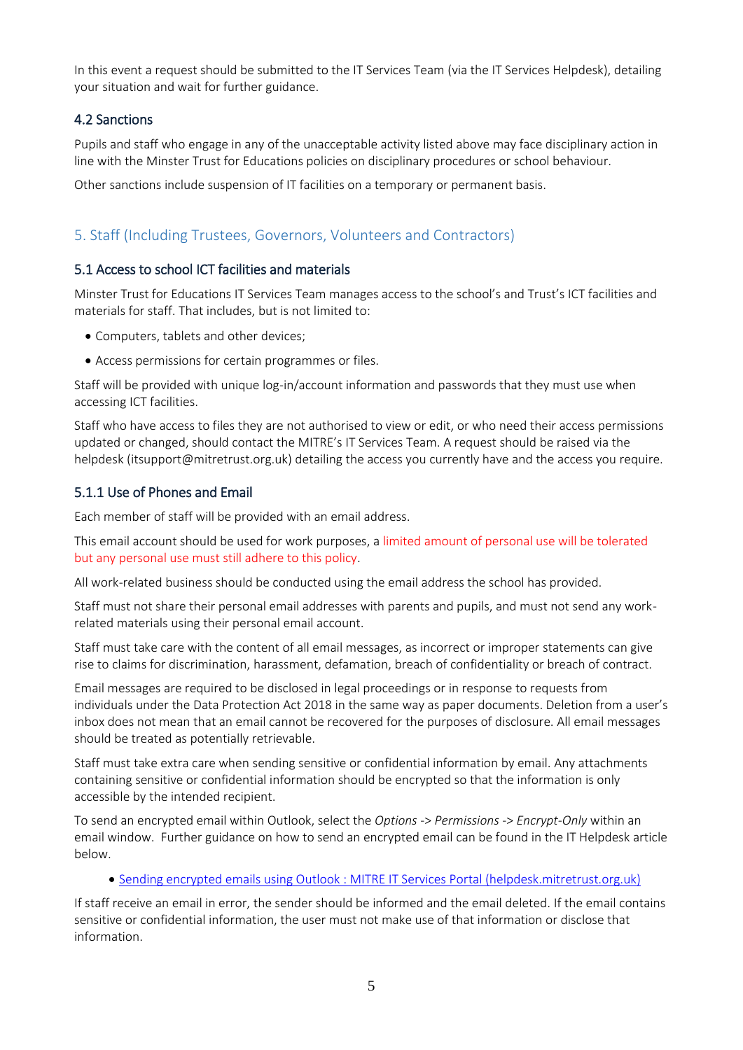In this event a request should be submitted to the IT Services Team (via the IT Services Helpdesk), detailing your situation and wait for further guidance.

### 4.2 Sanctions

Pupils and staff who engage in any of the unacceptable activity listed above may face disciplinary action in line with the Minster Trust for Educations policies on disciplinary procedures or school behaviour.

Other sanctions include suspension of IT facilities on a temporary or permanent basis.

## 5. Staff (Including Trustees, Governors, Volunteers and Contractors)

### 5.1 Access to school ICT facilities and materials

Minster Trust for Educations IT Services Team manages access to the school's and Trust's ICT facilities and materials for staff. That includes, but is not limited to:

- Computers, tablets and other devices;
- Access permissions for certain programmes or files.

Staff will be provided with unique log-in/account information and passwords that they must use when accessing ICT facilities.

Staff who have access to files they are not authorised to view or edit, or who need their access permissions updated or changed, should contact the MITRE's IT Services Team. A request should be raised via the helpdesk (itsupport@mitretrust.org.uk) detailing the access you currently have and the access you require.

### 5.1.1 Use of Phones and Email

Each member of staff will be provided with an email address.

This email account should be used for work purposes, a limited amount of personal use will be tolerated but any personal use must still adhere to this policy.

All work-related business should be conducted using the email address the school has provided.

Staff must not share their personal email addresses with parents and pupils, and must not send any work-related materials using their personal email account.

Staff must take care with the content of all email messages, as incorrect or improper statements can give rise to claims for discrimination, harassment, defamation, breach of confidentiality or breach of contract.

Email messages are required to be disclosed in legal proceedings or in response to requests from individuals under the Data Protection Act 2018 in the same way as paper documents. Deletion from a user's inbox does not mean that an email cannot be recovered for the purposes of disclosure. All email messages should be treated as potentially retrievable.

Staff must take extra care when sending sensitive or confidential information by email. Any attachments containing sensitive or confidential information should be encrypted so that the information is only accessible by the intended recipient.

To send an encrypted email within Outlook, select the *Options -> Permissions -> Encrypt-Only* within an email window. Further guidance on how to send an encrypted email can be found in the IT Helpdesk article below.

- Sending encrypted emails using Outlook : MITRE IT Services Portal (helpdesk.mitretrust.org.uk)

If staff receive an email in error, the sender should be informed and the email deleted. If the email contains sensitive or confidential information, the user must not make use of that information or disclose that information.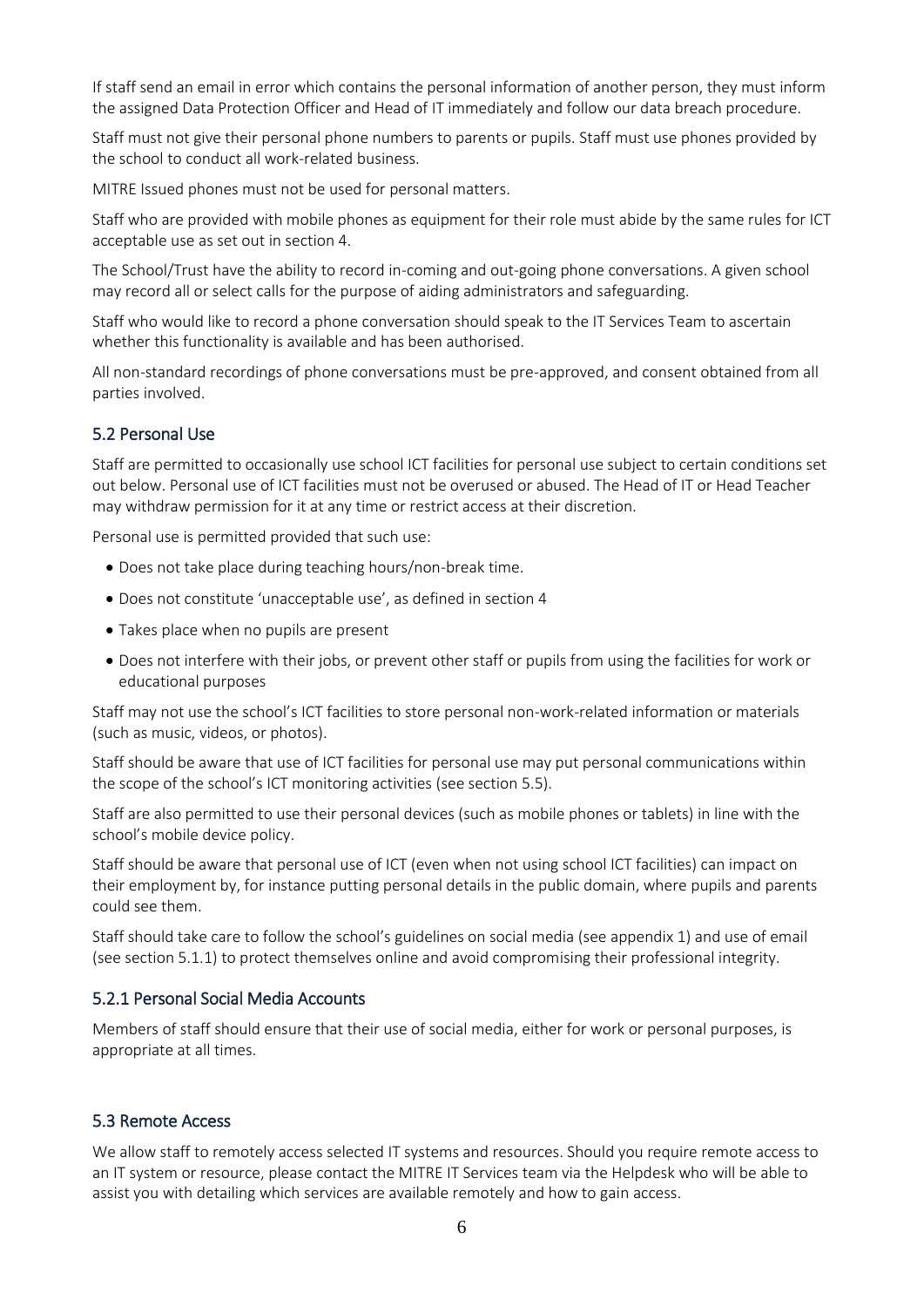If staff send an email in error which contains the personal information of another person, they must inform the assigned Data Protection Officer and Head of IT immediately and follow our data breach procedure.

Staff must not give their personal phone numbers to parents or pupils. Staff must use phones provided by the school to conduct all work-related business.

MITRE Issued phones must not be used for personal matters.

Staff who are provided with mobile phones as equipment for their role must abide by the same rules for ICT acceptable use as set out in section 4.

The School/Trust have the ability to record in-coming and out-going phone conversations. A given school may record all or select calls for the purpose of aiding administrators and safeguarding.

Staff who would like to record a phone conversation should speak to the IT Services Team to ascertain whether this functionality is available and has been authorised.

All non-standard recordings of phone conversations must be pre-approved, and consent obtained from all parties involved.

## 5.2 Personal Use

Staff are permitted to occasionally use school ICT facilities for personal use subject to certain conditions set out below. Personal use of ICT facilities must not be overused or abused. The Head of IT or Head Teacher may withdraw permission for it at any time or restrict access at their discretion.

Personal use is permitted provided that such use:

- Does not take place during teaching hours/non-break time.
- Does not constitute 'unacceptable use', as defined in section 4
- Takes place when no pupils are present
- Does not interfere with their jobs, or prevent other staff or pupils from using the facilities for work or educational purposes

Staff may not use the school's ICT facilities to store personal non-work-related information or materials (such as music, videos, or photos).

Staff should be aware that use of ICT facilities for personal use may put personal communications within the scope of the school's ICT monitoring activities (see section 5.5).

Staff are also permitted to use their personal devices (such as mobile phones or tablets) in line with the school's mobile device policy.

Staff should be aware that personal use of ICT (even when not using school ICT facilities) can impact on their employment by, for instance putting personal details in the public domain, where pupils and parents could see them.

Staff should take care to follow the school's guidelines on social media (see appendix 1) and use of email (see section 5.1.1) to protect themselves online and avoid compromising their professional integrity.

### 5.2.1 Personal Social Media Accounts

Members of staff should ensure that their use of social media, either for work or personal purposes, is appropriate at all times.

## 5.3 Remote Access

We allow staff to remotely access selected IT systems and resources. Should you require remote access to an IT system or resource, please contact the MITRE IT Services team via the Helpdesk who will be able to assist you with detailing which services are available remotely and how to gain access.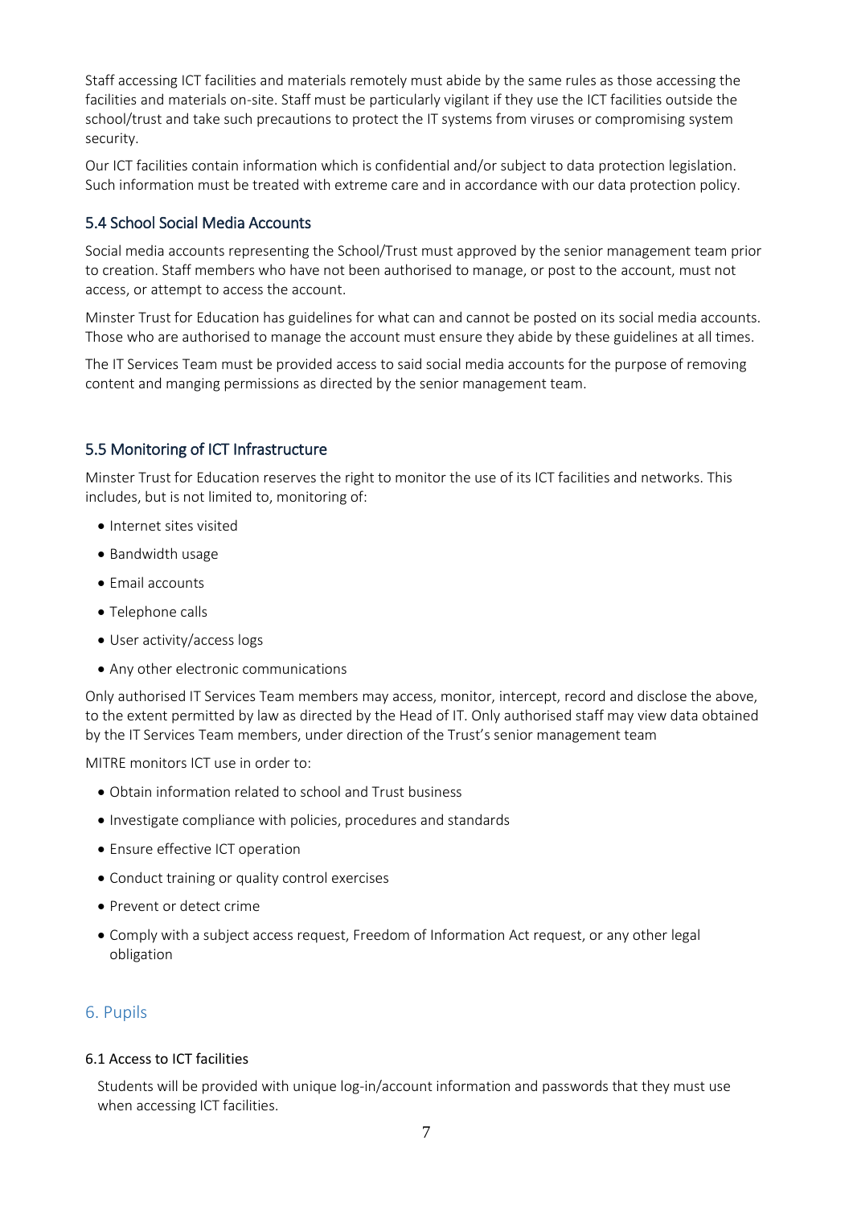Staff accessing ICT facilities and materials remotely must abide by the same rules as those accessing the facilities and materials on-site. Staff must be particularly vigilant if they use the ICT facilities outside the school/trust and take such precautions to protect the IT systems from viruses or compromising system security.

Our ICT facilities contain information which is confidential and/or subject to data protection legislation. Such information must be treated with extreme care and in accordance with our data protection policy.

### 5.4 School Social Media Accounts

Social media accounts representing the School/Trust must approved by the senior management team prior to creation. Staff members who have not been authorised to manage, or post to the account, must not access, or attempt to access the account.

Minster Trust for Education has guidelines for what can and cannot be posted on its social media accounts. Those who are authorised to manage the account must ensure they abide by these guidelines at all times.

The IT Services Team must be provided access to said social media accounts for the purpose of removing content and manging permissions as directed by the senior management team.

### 5.5 Monitoring of ICT Infrastructure

Minster Trust for Education reserves the right to monitor the use of its ICT facilities and networks. This includes, but is not limited to, monitoring of:

- Internet sites visited
- Bandwidth usage
- Email accounts
- Telephone calls
- User activity/access logs
- Any other electronic communications

Only authorised IT Services Team members may access, monitor, intercept, record and disclose the above, to the extent permitted by law as directed by the Head of IT. Only authorised staff may view data obtained by the IT Services Team members, under direction of the Trust's senior management team

MITRE monitors ICT use in order to:

- Obtain information related to school and Trust business
- Investigate compliance with policies, procedures and standards
- Ensure effective ICT operation
- Conduct training or quality control exercises
- Prevent or detect crime
- Comply with a subject access request, Freedom of Information Act request, or any other legal obligation

## 6. Pupils

#### 6.1 Access to ICT facilities

Students will be provided with unique log-in/account information and passwords that they must use when accessing ICT facilities.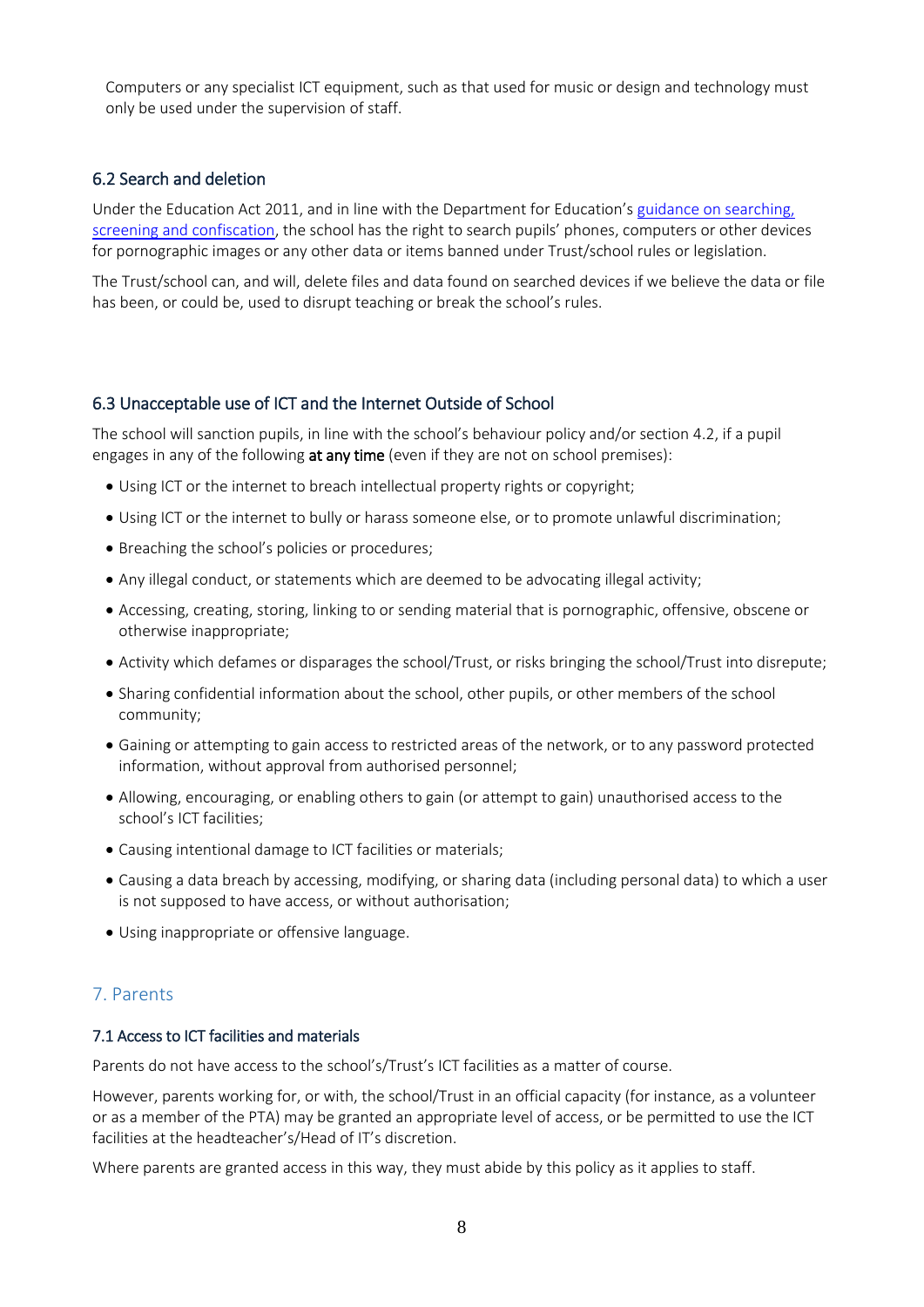Computers or any specialist ICT equipment, such as that used for music or design and technology must only be used under the supervision of staff.

### 6.2 Search and deletion

Under the Education Act 2011, and in line with the Department for Education's guidance on searching, screening and confiscation, the school has the right to search pupils' phones, computers or other devices for pornographic images or any other data or items banned under Trust/school rules or legislation.

The Trust/school can, and will, delete files and data found on searched devices if we believe the data or file has been, or could be, used to disrupt teaching or break the school's rules.

### 6.3 Unacceptable use of ICT and the Internet Outside of School

The school will sanction pupils, in line with the school's behaviour policy and/or section 4.2, if a pupil engages in any of the following **at any time** (even if they are not on school premises):

- Using ICT or the internet to breach intellectual property rights or copyright;
- Using ICT or the internet to bully or harass someone else, or to promote unlawful discrimination;
- Breaching the school's policies or procedures;
- Any illegal conduct, or statements which are deemed to be advocating illegal activity;
- Accessing, creating, storing, linking to or sending material that is pornographic, offensive, obscene or otherwise inappropriate;
- Activity which defames or disparages the school/Trust, or risks bringing the school/Trust into disrepute;
- Sharing confidential information about the school, other pupils, or other members of the school community;
- Gaining or attempting to gain access to restricted areas of the network, or to any password protected information, without approval from authorised personnel;
- Allowing, encouraging, or enabling others to gain (or attempt to gain) unauthorised access to the school's ICT facilities;
- Causing intentional damage to ICT facilities or materials;
- Causing a data breach by accessing, modifying, or sharing data (including personal data) to which a user is not supposed to have access, or without authorisation;
- Using inappropriate or offensive language.

## 7. Parents

### 7.1 Access to ICT facilities and materials

Parents do not have access to the school's/Trust's ICT facilities as a matter of course.

However, parents working for, or with, the school/Trust in an official capacity (for instance, as a volunteer or as a member of the PTA) may be granted an appropriate level of access, or be permitted to use the ICT facilities at the headteacher's/Head of IT's discretion.

Where parents are granted access in this way, they must abide by this policy as it applies to staff.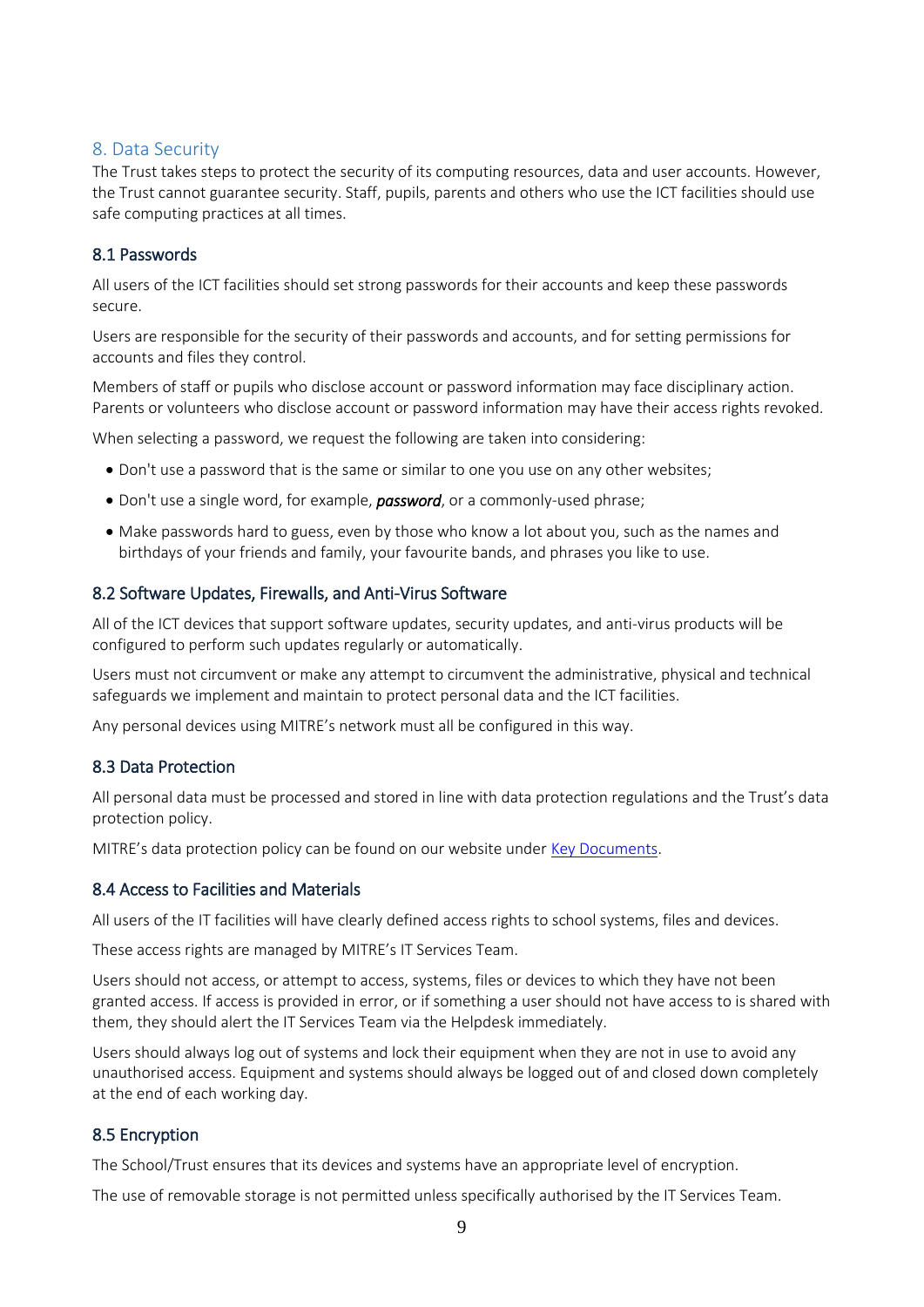## 8. Data Security

The Trust takes steps to protect the security of its computing resources, data and user accounts. However, the Trust cannot guarantee security. Staff, pupils, parents and others who use the ICT facilities should use safe computing practices at all times.

### 8.1 Passwords

All users of the ICT facilities should set strong passwords for their accounts and keep these passwords secure.

Users are responsible for the security of their passwords and accounts, and for setting permissions for accounts and files they control.

Members of staff or pupils who disclose account or password information may face disciplinary action. Parents or volunteers who disclose account or password information may have their access rights revoked.

When selecting a password, we request the following are taken into considering:

- Don't use a password that is the same or similar to one you use on any other websites;
- Don't use a single word, for example, ***password***, or a commonly-used phrase;
- Make passwords hard to guess, even by those who know a lot about you, such as the names and birthdays of your friends and family, your favourite bands, and phrases you like to use.

### 8.2 Software Updates, Firewalls, and Anti-Virus Software

All of the ICT devices that support software updates, security updates, and anti-virus products will be configured to perform such updates regularly or automatically.

Users must not circumvent or make any attempt to circumvent the administrative, physical and technical safeguards we implement and maintain to protect personal data and the ICT facilities.

Any personal devices using MITRE's network must all be configured in this way.

### 8.3 Data Protection

All personal data must be processed and stored in line with data protection regulations and the Trust's data protection policy.

MITRE's data protection policy can be found on our website under [Key Documents].

### 8.4 Access to Facilities and Materials

All users of the IT facilities will have clearly defined access rights to school systems, files and devices.

These access rights are managed by MITRE's IT Services Team.

Users should not access, or attempt to access, systems, files or devices to which they have not been granted access. If access is provided in error, or if something a user should not have access to is shared with them, they should alert the IT Services Team via the Helpdesk immediately.

Users should always log out of systems and lock their equipment when they are not in use to avoid any unauthorised access. Equipment and systems should always be logged out of and closed down completely at the end of each working day.

### 8.5 Encryption

The School/Trust ensures that its devices and systems have an appropriate level of encryption.

The use of removable storage is not permitted unless specifically authorised by the IT Services Team.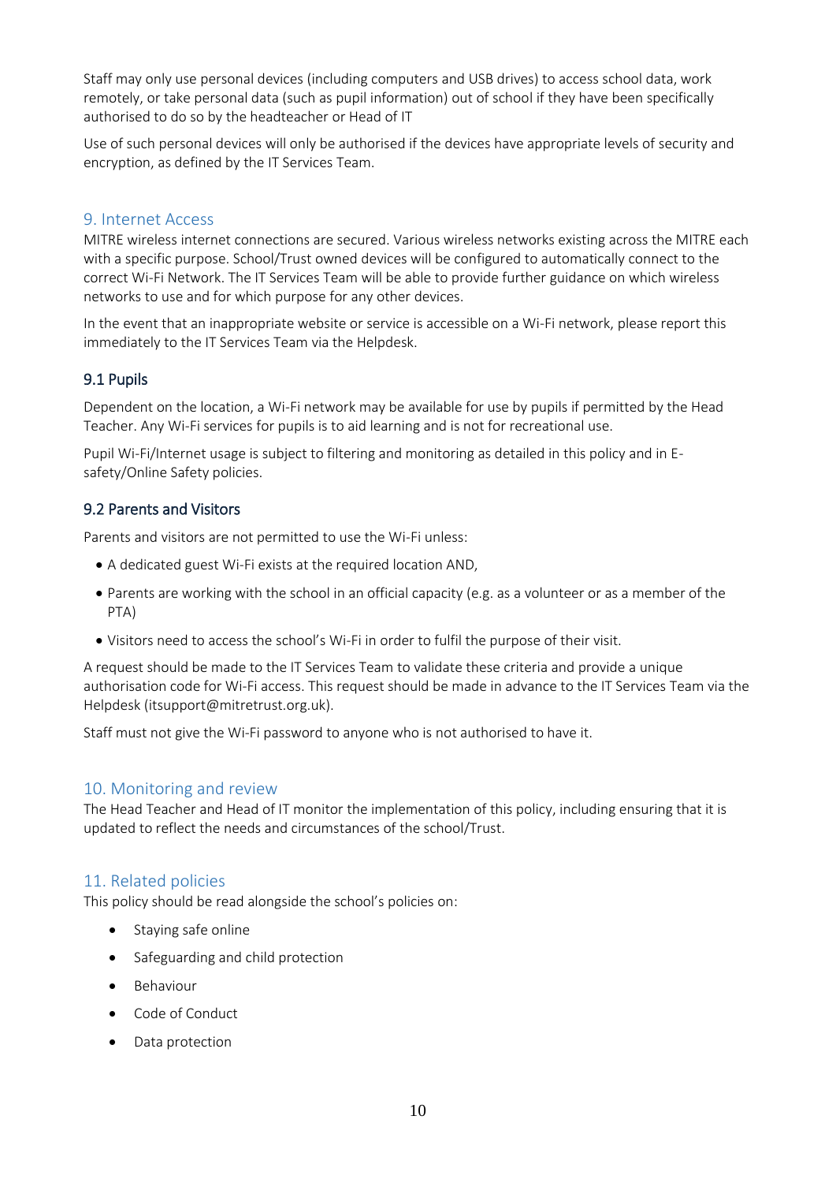Staff may only use personal devices (including computers and USB drives) to access school data, work remotely, or take personal data (such as pupil information) out of school if they have been specifically authorised to do so by the headteacher or Head of IT

Use of such personal devices will only be authorised if the devices have appropriate levels of security and encryption, as defined by the IT Services Team.

## 9. Internet Access

MITRE wireless internet connections are secured. Various wireless networks existing across the MITRE each with a specific purpose. School/Trust owned devices will be configured to automatically connect to the correct Wi-Fi Network. The IT Services Team will be able to provide further guidance on which wireless networks to use and for which purpose for any other devices.

In the event that an inappropriate website or service is accessible on a Wi-Fi network, please report this immediately to the IT Services Team via the Helpdesk.

### 9.1 Pupils

Dependent on the location, a Wi-Fi network may be available for use by pupils if permitted by the Head Teacher. Any Wi-Fi services for pupils is to aid learning and is not for recreational use.

Pupil Wi-Fi/Internet usage is subject to filtering and monitoring as detailed in this policy and in E-safety/Online Safety policies.

### 9.2 Parents and Visitors

Parents and visitors are not permitted to use the Wi-Fi unless:

- A dedicated guest Wi-Fi exists at the required location AND,
- Parents are working with the school in an official capacity (e.g. as a volunteer or as a member of the PTA)
- Visitors need to access the school's Wi-Fi in order to fulfil the purpose of their visit.

A request should be made to the IT Services Team to validate these criteria and provide a unique authorisation code for Wi-Fi access. This request should be made in advance to the IT Services Team via the Helpdesk (itsupport@mitretrust.org.uk).

Staff must not give the Wi-Fi password to anyone who is not authorised to have it.

## 10. Monitoring and review

The Head Teacher and Head of IT monitor the implementation of this policy, including ensuring that it is updated to reflect the needs and circumstances of the school/Trust.

## 11. Related policies

This policy should be read alongside the school's policies on:

- Staying safe online
- Safeguarding and child protection
- Behaviour
- Code of Conduct
- Data protection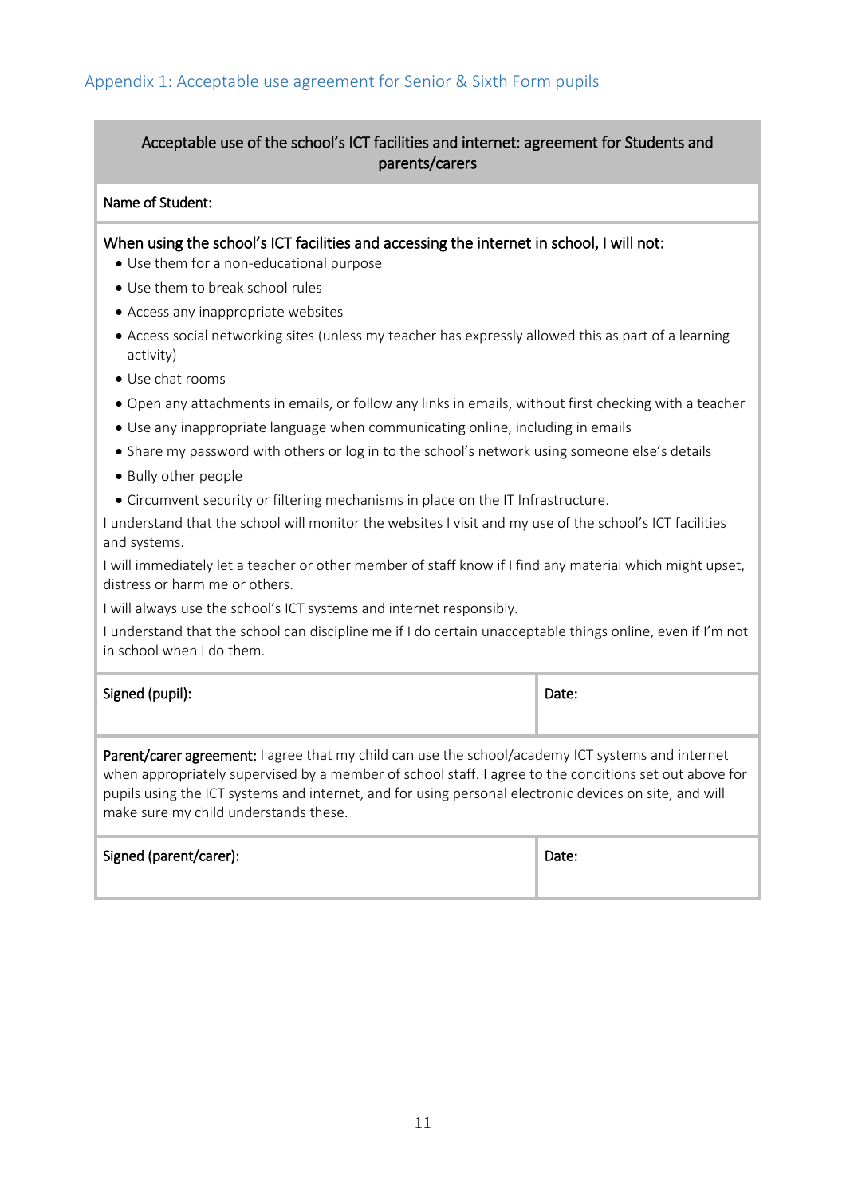## Appendix 1: Acceptable use agreement for Senior & Sixth Form pupils

**Acceptable use of the school's ICT facilities and internet: agreement for Students and parents/carers**

**Name of Student:**

**When using the school's ICT facilities and accessing the internet in school, I will not:**

- Use them for a non-educational purpose
- Use them to break school rules
- Access any inappropriate websites
- Access social networking sites (unless my teacher has expressly allowed this as part of a learning activity)
- Use chat rooms
- Open any attachments in emails, or follow any links in emails, without first checking with a teacher
- Use any inappropriate language when communicating online, including in emails
- Share my password with others or log in to the school's network using someone else's details
- Bully other people
- Circumvent security or filtering mechanisms in place on the IT Infrastructure.

I understand that the school will monitor the websites I visit and my use of the school's ICT facilities and systems.

I will immediately let a teacher or other member of staff know if I find any material which might upset, distress or harm me or others.

I will always use the school's ICT systems and internet responsibly.

I understand that the school can discipline me if I do certain unacceptable things online, even if I'm not in school when I do them.

| Signed (pupil): | Date: |
|---|---|

**Parent/carer agreement:** I agree that my child can use the school/academy ICT systems and internet when appropriately supervised by a member of school staff. I agree to the conditions set out above for pupils using the ICT systems and internet, and for using personal electronic devices on site, and will make sure my child understands these.

| Signed (parent/carer): | Date: |
|---|---|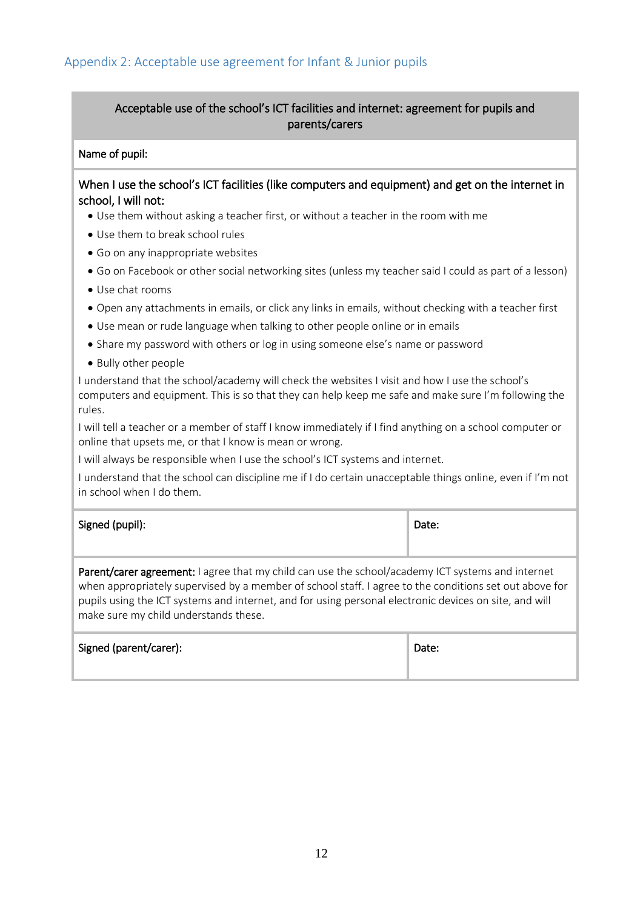## Appendix 2: Acceptable use agreement for Infant & Junior pupils

**Acceptable use of the school's ICT facilities and internet: agreement for pupils and parents/carers**

**Name of pupil:**

**When I use the school's ICT facilities (like computers and equipment) and get on the internet in school, I will not:**

- Use them without asking a teacher first, or without a teacher in the room with me
- Use them to break school rules
- Go on any inappropriate websites
- Go on Facebook or other social networking sites (unless my teacher said I could as part of a lesson)
- Use chat rooms
- Open any attachments in emails, or click any links in emails, without checking with a teacher first
- Use mean or rude language when talking to other people online or in emails
- Share my password with others or log in using someone else's name or password
- Bully other people

I understand that the school/academy will check the websites I visit and how I use the school's computers and equipment. This is so that they can help keep me safe and make sure I'm following the rules.

I will tell a teacher or a member of staff I know immediately if I find anything on a school computer or online that upsets me, or that I know is mean or wrong.

I will always be responsible when I use the school's ICT systems and internet.

I understand that the school can discipline me if I do certain unacceptable things online, even if I'm not in school when I do them.

| Signed (pupil): | Date: |
|---|---|

**Parent/carer agreement:** I agree that my child can use the school/academy ICT systems and internet when appropriately supervised by a member of school staff. I agree to the conditions set out above for pupils using the ICT systems and internet, and for using personal electronic devices on site, and will make sure my child understands these.

| Signed (parent/carer): | Date: |
|---|---|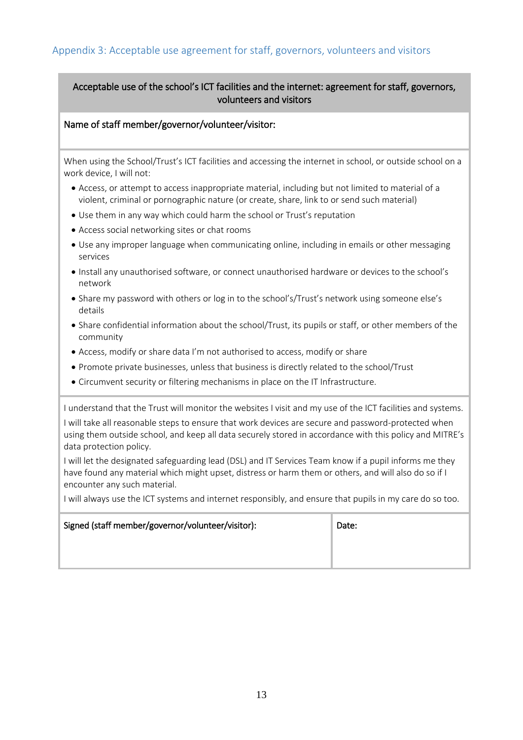## Appendix 3: Acceptable use agreement for staff, governors, volunteers and visitors

| Acceptable use of the school's ICT facilities and the internet: agreement for staff, governors, volunteers and visitors | |
|---|---|
| Name of staff member/governor/volunteer/visitor: | |
| When using the School/Trust's ICT facilities and accessing the internet in school, or outside school on a work device, I will not:<br>• Access, or attempt to access inappropriate material, including but not limited to material of a violent, criminal or pornographic nature (or create, share, link to or send such material)<br>• Use them in any way which could harm the school or Trust's reputation<br>• Access social networking sites or chat rooms<br>• Use any improper language when communicating online, including in emails or other messaging services<br>• Install any unauthorised software, or connect unauthorised hardware or devices to the school's network<br>• Share my password with others or log in to the school's/Trust's network using someone else's details<br>• Share confidential information about the school/Trust, its pupils or staff, or other members of the community<br>• Access, modify or share data I'm not authorised to access, modify or share<br>• Promote private businesses, unless that business is directly related to the school/Trust<br>• Circumvent security or filtering mechanisms in place on the IT Infrastructure. | |
| I understand that the Trust will monitor the websites I visit and my use of the ICT facilities and systems.<br>I will take all reasonable steps to ensure that work devices are secure and password-protected when using them outside school, and keep all data securely stored in accordance with this policy and MITRE's data protection policy.<br>I will let the designated safeguarding lead (DSL) and IT Services Team know if a pupil informs me they have found any material which might upset, distress or harm them or others, and will also do so if I encounter any such material.<br>I will always use the ICT systems and internet responsibly, and ensure that pupils in my care do so too. | |
| Signed (staff member/governor/volunteer/visitor): | Date: |